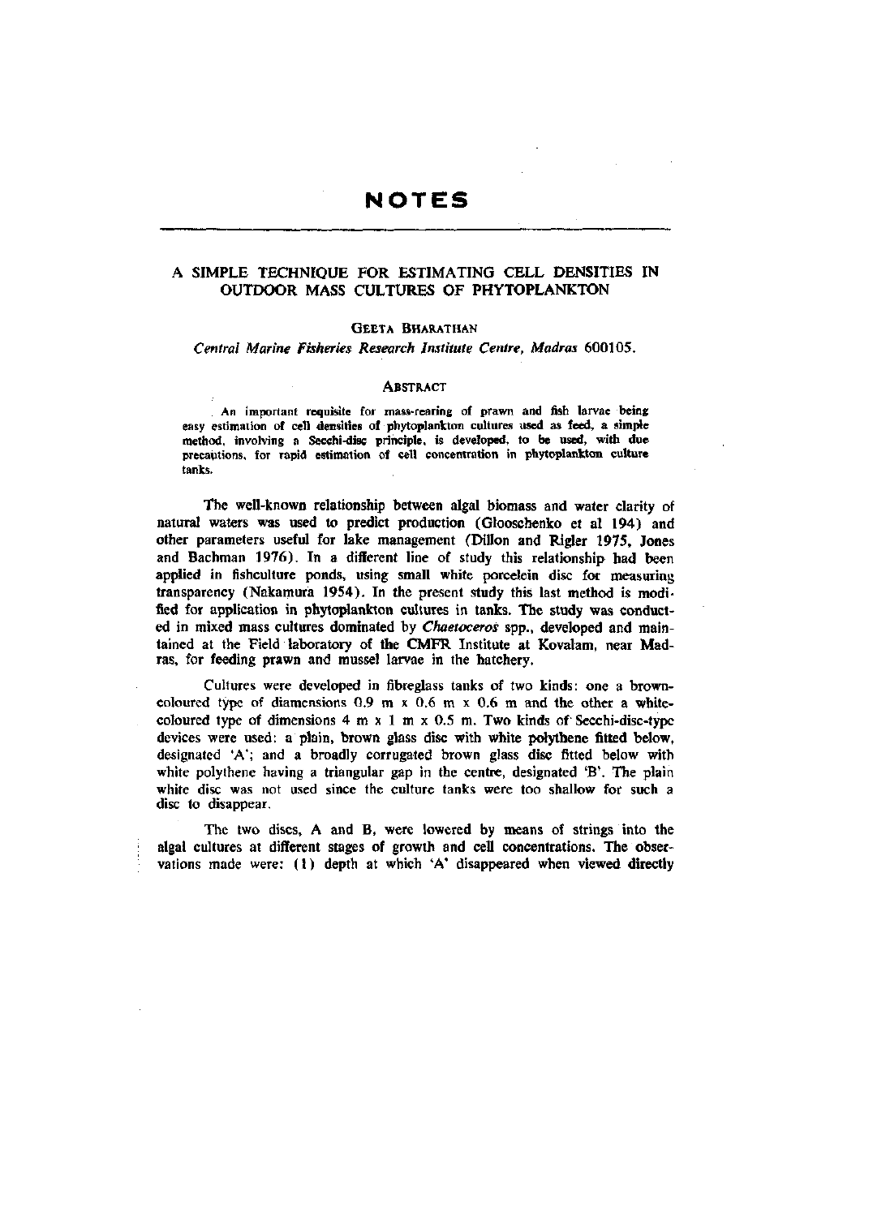# NOTES

## A SIMPLE TECHNIQUE FOR ESTIMATING CELL DENSITIES IN OUTDOOR MASS CULTURES OF PHYTOPLANKTON

GEETA BHARATHAN

*Central Marine Fisheries Research Institute Centre, Madras 600105.*

### ABSTRACT

An important requisite for mass-rearing of prawn and fish larvae being easy estimation of cell densities of phytoplankton cultures used as feed, a simple method, involving a Secchi-disc principle, is developed, to be used, with due precautions, for rapid estimation of cell concentration in phytoplankton culture tanks.

The well-known relationship between algal biomass and water clarity of natural waters was used to predict production (Glooschenko et al 194) and other parameters useful for lake management (Dillon and Rigler 1975, Jones and Bachman 1976). In a different line of study this relationship had been applied in fishculture ponds, using small white porcelein disc for measuring transparency (Nakamura 1954). In the present study this last method is modified for application in phytoplankton cultures in tanks. The study was conducted in mixed mass cultures dominated by *Chaetoceros* spp., developed and maintained at the Field laboratory of the CMFR Institute at Kovalam, near Madras, for feeding prawn and mussel larvae in the hatchery.

Cultures were developed in fibreglass tanks of two kinds: one a brown-coloured type of diamensions 0.9 m x 0.6 m x 0.6 m and the other a white-coloured type of dimensions 4 m x 1 m x 0.5 m. Two kinds of Secchi-disc-type devices were used: a plain, brown glass disc with white polythene fitted below, designated 'A'; and a broadly corrugated brown glass disc fitted below with white polythene having a triangular gap in the centre, designated 'B'. The plain white disc was not used since the culture tanks were too shallow for such a disc to disappear.

The two discs, A and B, were lowered by means of strings into the algal cultures at different stages of growth and cell concentrations. The observations made were: (1) depth at which 'A' disappeared when viewed directly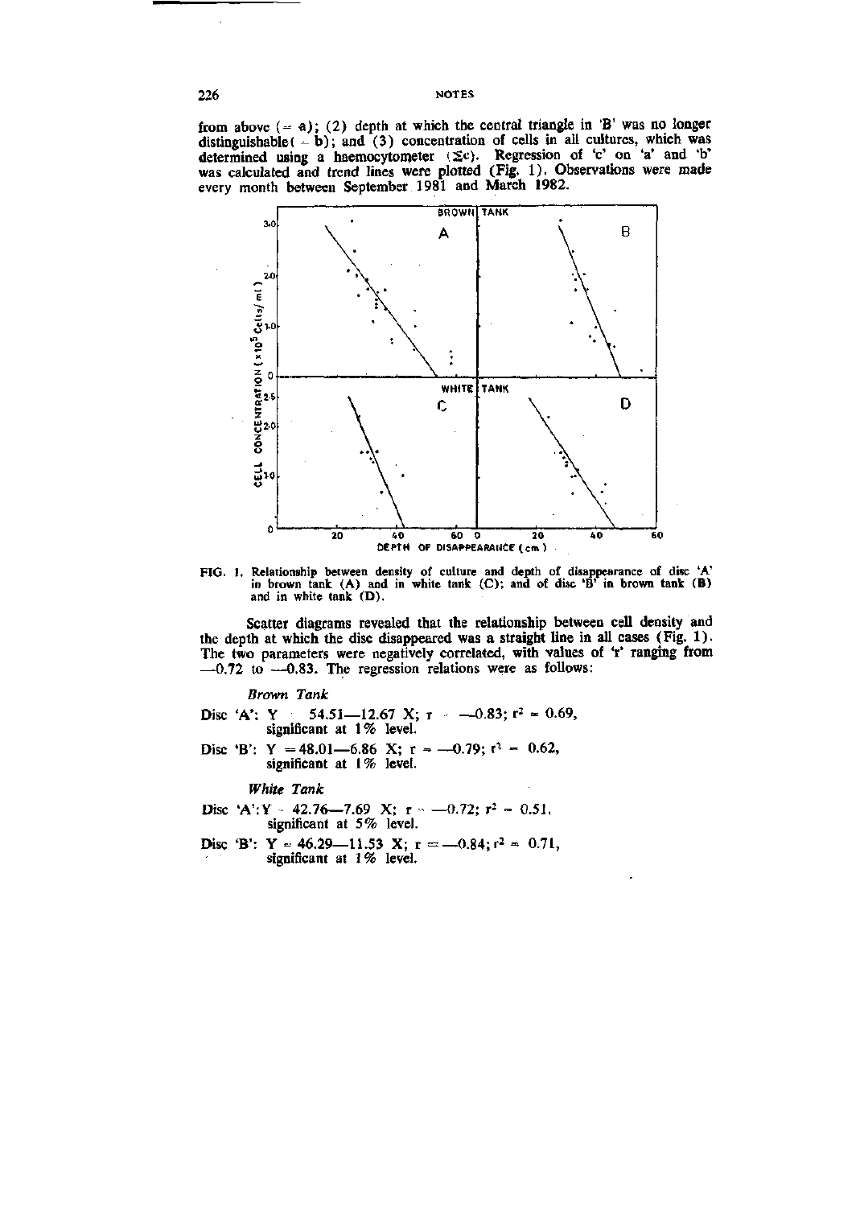from above (= a); (2) depth at which the central triangle in 'B' was no longer distinguishable (= b); and (3) concentration of cells in all cultures, which was determined using a haemocytometer ($\Sigma c$). Regression of 'c' on 'a' and 'b' was calculated and trend lines were plotted (Fig. 1). Observations were made every month between September 1981 and March 1982.

FIG. 1. Relationship between density of culture and depth of disappearance of disc 'A' in brown tank (A) and in white tank (C); and of disc 'B' in brown tank (B) and in white tank (D).

Scatter diagrams revealed that the relationship between cell density and the depth at which the disc disappeared was a straight line in all cases (Fig. 1). The two parameters were negatively correlated, with values of 'r' ranging from $-0.72$ to $-0.83$. The regression relations were as follows:

*Brown Tank*

Disc 'A': $Y = 54.51 - 12.67\ X$; $r = -0.83$; $r^2 = 0.69$, significant at 1% level.

Disc 'B': $Y = 48.01 - 6.86\ X$; $r = -0.79$; $r^2 = 0.62$, significant at 1% level.

*White Tank*

Disc 'A': $Y = 42.76 - 7.69\ X$; $r = -0.72$; $r^2 = 0.51$, significant at 5% level.

Disc 'B': $Y = 46.29 - 11.53\ X$; $r = -0.84$; $r^2 = 0.71$, significant at 1% level.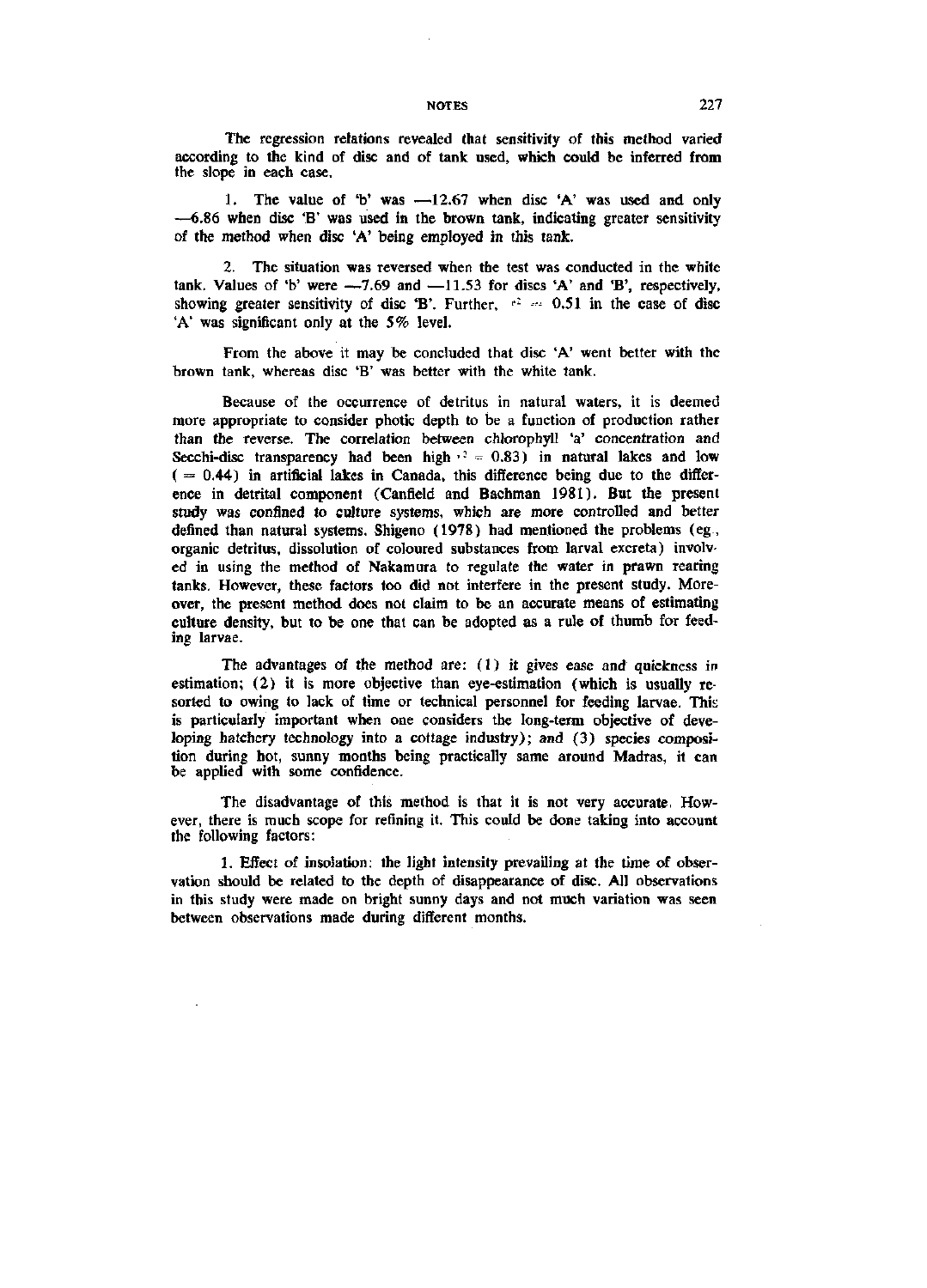The regression relations revealed that sensitivity of this method varied according to the kind of disc and of tank used, which could be inferred from the slope in each case.

1. The value of 'b' was —12.67 when disc 'A' was used and only —6.86 when disc 'B' was used in the brown tank, indicating greater sensitivity of the method when disc 'A' being employed in this tank.

2. The situation was reversed when the test was conducted in the white tank. Values of 'b' were —7.69 and —11.53 for discs 'A' and 'B', respectively, showing greater sensitivity of disc 'B'. Further, $r^2 = 0.51$ in the case of disc 'A' was significant only at the 5% level.

From the above it may be concluded that disc 'A' went better with the brown tank, whereas disc 'B' was better with the white tank.

Because of the occurrence of detritus in natural waters, it is deemed more appropriate to consider photic depth to be a function of production rather than the reverse. The correlation between chlorophyll 'a' concentration and Secchi-disc transparency had been high ($r^2 = 0.83$) in natural lakes and low ($= 0.44$) in artificial lakes in Canada, this difference being due to the difference in detrital component (Canfield and Bachman 1981). But the present study was confined to culture systems, which are more controlled and better defined than natural systems. Shigeno (1978) had mentioned the problems (eg., organic detritus, dissolution of coloured substances from larval excreta) involved in using the method of Nakamura to regulate the water in prawn rearing tanks. However, these factors too did not interfere in the present study. Moreover, the present method does not claim to be an accurate means of estimating culture density, but to be one that can be adopted as a rule of thumb for feeding larvae.

The advantages of the method are: (1) it gives ease and quickness in estimation; (2) it is more objective than eye-estimation (which is usually resorted to owing to lack of time or technical personnel for feeding larvae. This is particularly important when one considers the long-term objective of developing hatchery technology into a cottage industry); and (3) species composition during hot, sunny months being practically same around Madras, it can be applied with some confidence.

The disadvantage of this method is that it is not very accurate. However, there is much scope for refining it. This could be done taking into account the following factors:

1. Effect of insolation: the light intensity prevailing at the time of observation should be related to the depth of disappearance of disc. All observations in this study were made on bright sunny days and not much variation was seen between observations made during different months.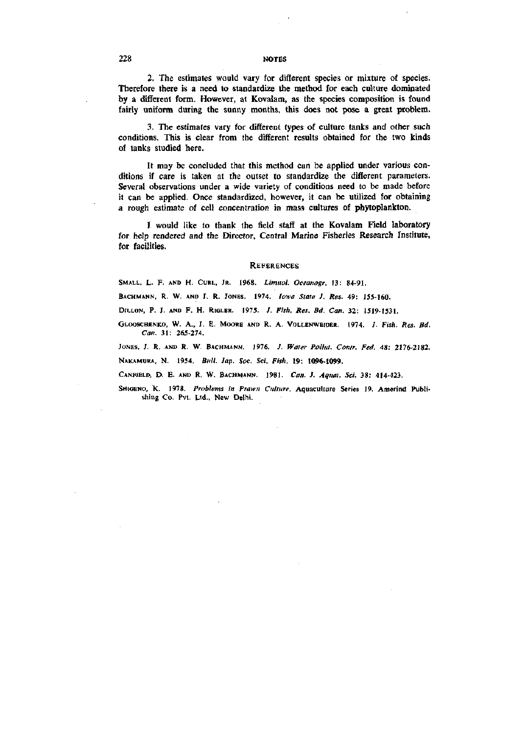2. The estimates would vary for different species or mixture of species. Therefore there is a need to standardize the method for each culture dominated by a different form. However, at Kovalam, as the species composition is found fairly uniform during the sunny months, this does not pose a great problem.

3. The estimates vary for different types of culture tanks and other such conditions. This is clear from the different results obtained for the two kinds of tanks studied here.

It may be concluded that this method can be applied under various conditions if care is taken at the outset to standardize the different parameters. Several observations under a wide variety of conditions need to be made before it can be applied. Once standardized, however, it can be utilized for obtaining a rough estimate of cell concentration in mass cultures of phytoplankton.

I would like to thank the field staff at the Kovalam Field laboratory for help rendered and the Director, Central Marine Fisheries Research Institute, for facilities.

## References

SMALL, L. F. AND H. CURL, JR. 1968. *Limnol. Oceanogr.* 13: 84-91.

BACHMANN, R. W. AND J. R. JONES. 1974. *Iowa State J. Res.* 49: 155-160.

DILLON, P. J. AND F. H. RIGLER. 1975. *J. Fish. Res. Bd. Can.* 32: 1519-1531.

GLOOSCHENKO, W. A., J. E. MOORE AND R. A. VOLLENWEIDER. 1974. *J. Fish. Res. Bd. Can.* 31: 265-274.

JONES, J. R. AND R. W. BACHMANN. 1976. *J. Water Pollut. Contr. Fed.* 48: 2176-2182.

NAKAMURA, N. 1954. *Bull. Jap. Soc. Sci. Fish.* 19: 1096-1099.

CANFIELD, D. E. AND R. W. BACHMANN. 1981. *Can. J. Aquat. Sci.* 38: 414-423.

SHIGENO, K. 1978. *Problems in Prawn Culture*. Aquaculture Series 19. Amerind Publishing Co. Pvt. Ltd., New Delhi.